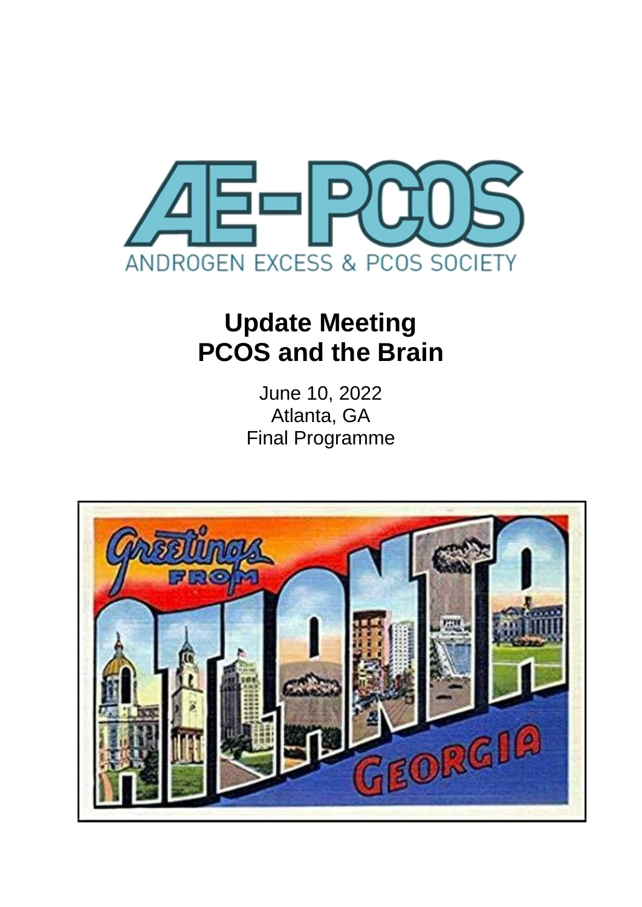AE-PCOS

ANDROGEN EXCESS & PCOS SOCIETY

# Update Meeting
# PCOS and the Brain

June 10, 2022

Atlanta, GA

Final Programme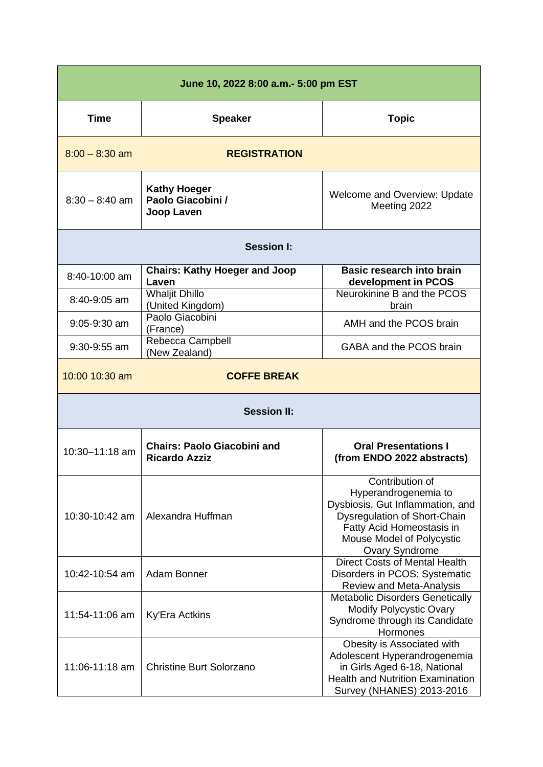| June 10, 2022 8:00 a.m.- 5:00 pm EST | | |
|---|---|---|
| **Time** | **Speaker** | **Topic** |
| 8:00 – 8:30 am | **REGISTRATION** | |
| 8:30 – 8:40 am | **Kathy Hoeger**<br>**Paolo Giacobini /**<br>**Joop Laven** | Welcome and Overview: Update Meeting 2022 |
| **Session I:** | | |
| 8:40-10:00 am | **Chairs: Kathy Hoeger and Joop Laven** | **Basic research into brain development in PCOS** |
| 8:40-9:05 am | Whaljit Dhillo<br>(United Kingdom) | Neurokinine B and the PCOS brain |
| 9:05-9:30 am | Paolo Giacobini<br>(France) | AMH and the PCOS brain |
| 9:30-9:55 am | Rebecca Campbell<br>(New Zealand) | GABA and the PCOS brain |
| 10:00 10:30 am | **COFFE BREAK** | |
| **Session II:** | | |
| 10:30–11:18 am | **Chairs: Paolo Giacobini and Ricardo Azziz** | **Oral Presentations I (from ENDO 2022 abstracts)** |
| 10:30-10:42 am | Alexandra Huffman | Contribution of Hyperandrogenemia to Dysbiosis, Gut Inflammation, and Dysregulation of Short-Chain Fatty Acid Homeostasis in Mouse Model of Polycystic Ovary Syndrome |
| 10:42-10:54 am | Adam Bonner | Direct Costs of Mental Health Disorders in PCOS: Systematic Review and Meta-Analysis |
| 11:54-11:06 am | Ky'Era Actkins | Metabolic Disorders Genetically Modify Polycystic Ovary Syndrome through its Candidate Hormones |
| 11:06-11:18 am | Christine Burt Solorzano | Obesity is Associated with Adolescent Hyperandrogenemia in Girls Aged 6-18, National Health and Nutrition Examination Survey (NHANES) 2013-2016 |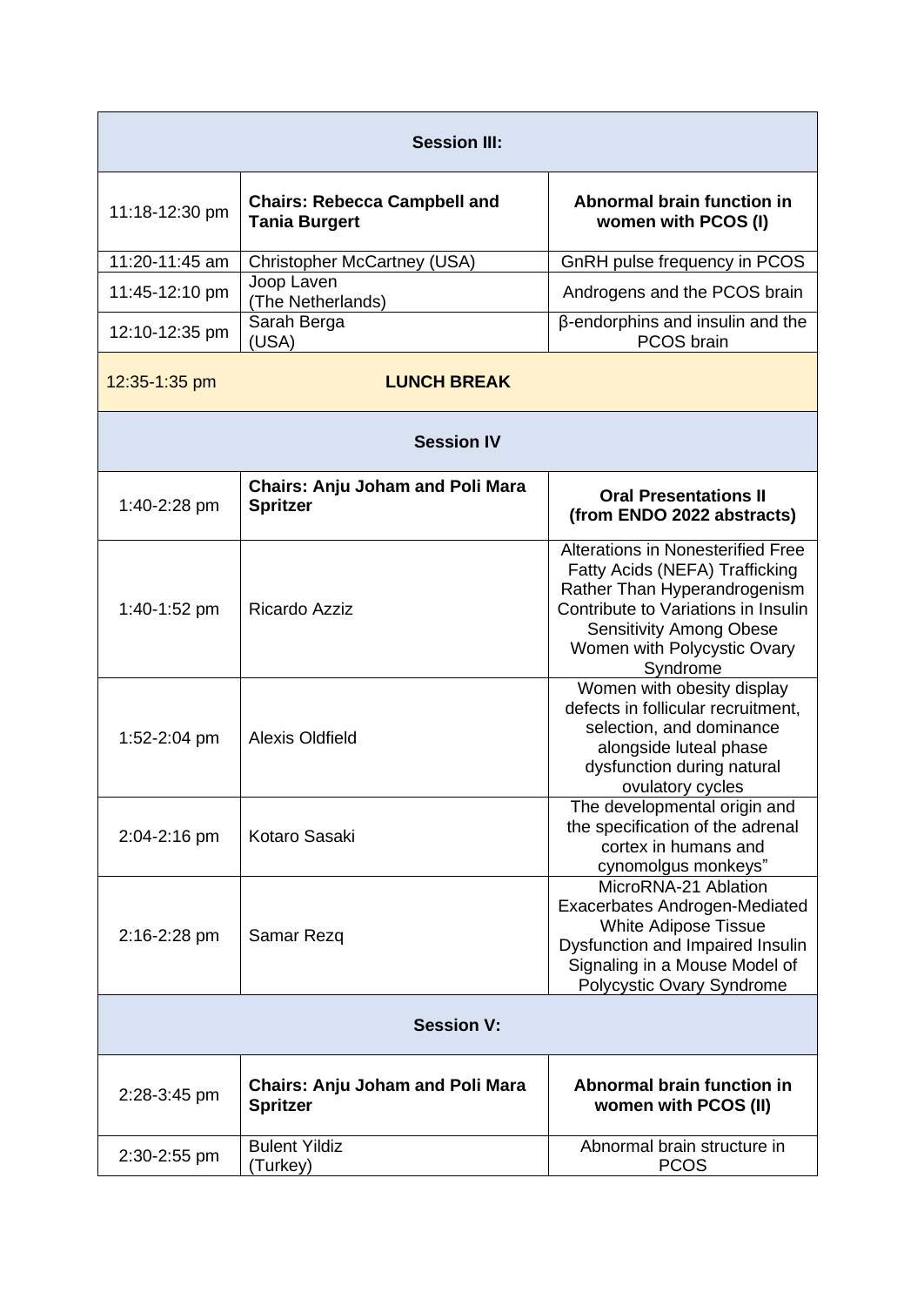| | | |
|---|---|---|
| **Session III:** | | |
| 11:18-12:30 pm | **Chairs: Rebecca Campbell and Tania Burgert** | **Abnormal brain function in women with PCOS (I)** |
| 11:20-11:45 am | Christopher McCartney (USA) | GnRH pulse frequency in PCOS |
| 11:45-12:10 pm | Joop Laven (The Netherlands) | Androgens and the PCOS brain |
| 12:10-12:35 pm | Sarah Berga (USA) | β-endorphins and insulin and the PCOS brain |
| 12:35-1:35 pm | **LUNCH BREAK** | |
| **Session IV** | | |
| 1:40-2:28 pm | **Chairs: Anju Joham and Poli Mara Spritzer** | **Oral Presentations II (from ENDO 2022 abstracts)** |
| 1:40-1:52 pm | Ricardo Azziz | Alterations in Nonesterified Free Fatty Acids (NEFA) Trafficking Rather Than Hyperandrogenism Contribute to Variations in Insulin Sensitivity Among Obese Women with Polycystic Ovary Syndrome |
| 1:52-2:04 pm | Alexis Oldfield | Women with obesity display defects in follicular recruitment, selection, and dominance alongside luteal phase dysfunction during natural ovulatory cycles |
| 2:04-2:16 pm | Kotaro Sasaki | The developmental origin and the specification of the adrenal cortex in humans and cynomolgus monkeys" |
| 2:16-2:28 pm | Samar Rezq | MicroRNA-21 Ablation Exacerbates Androgen-Mediated White Adipose Tissue Dysfunction and Impaired Insulin Signaling in a Mouse Model of Polycystic Ovary Syndrome |
| **Session V:** | | |
| 2:28-3:45 pm | **Chairs: Anju Joham and Poli Mara Spritzer** | **Abnormal brain function in women with PCOS (II)** |
| 2:30-2:55 pm | Bulent Yildiz (Turkey) | Abnormal brain structure in PCOS |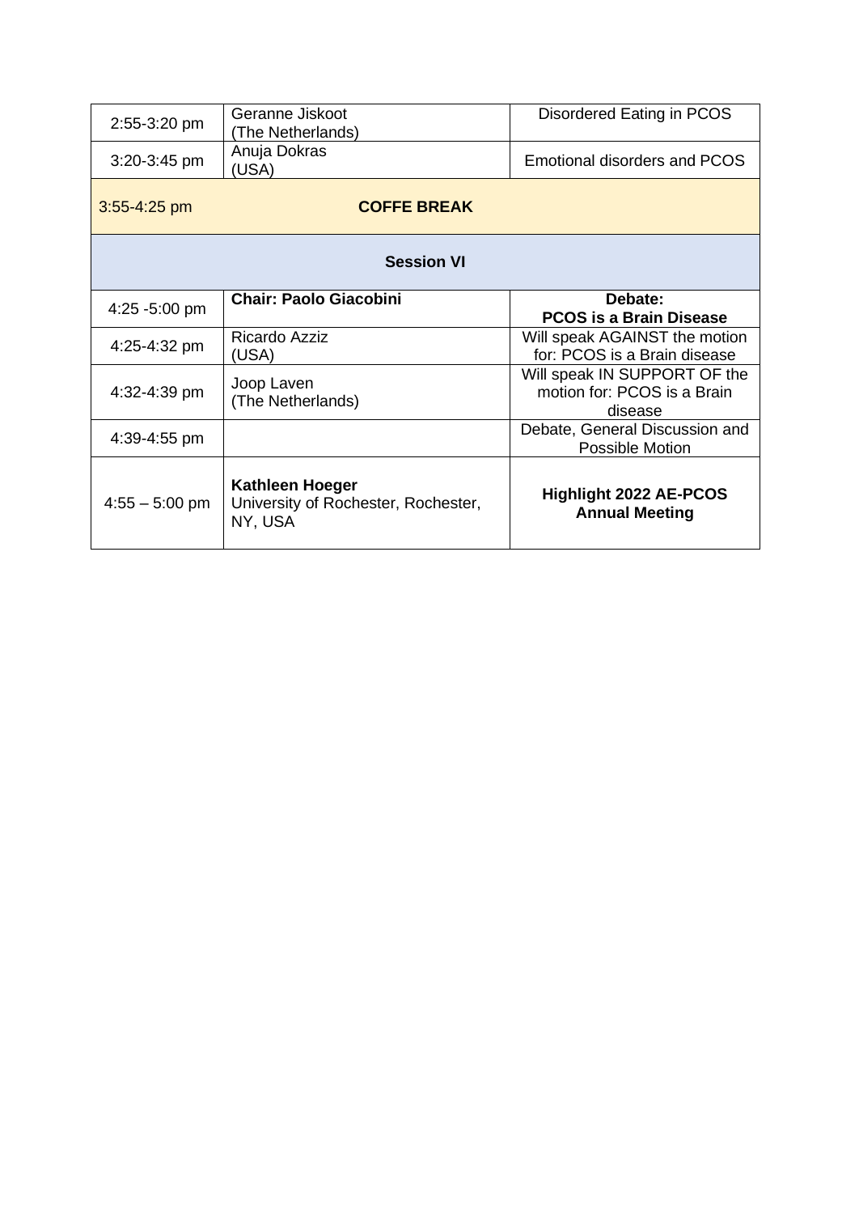| | | |
|---|---|---|
| 2:55-3:20 pm | Geranne Jiskoot (The Netherlands) | Disordered Eating in PCOS |
| 3:20-3:45 pm | Anuja Dokras (USA) | Emotional disorders and PCOS |
| 3:55-4:25 pm | **COFFE BREAK** | |
| **Session VI** | | |
| 4:25 -5:00 pm | **Chair: Paolo Giacobini** | **Debate: PCOS is a Brain Disease** |
| 4:25-4:32 pm | Ricardo Azziz (USA) | Will speak AGAINST the motion for: PCOS is a Brain disease |
| 4:32-4:39 pm | Joop Laven (The Netherlands) | Will speak IN SUPPORT OF the motion for: PCOS is a Brain disease |
| 4:39-4:55 pm | | Debate, General Discussion and Possible Motion |
| 4:55 – 5:00 pm | **Kathleen Hoeger** University of Rochester, Rochester, NY, USA | **Highlight 2022 AE-PCOS Annual Meeting** |